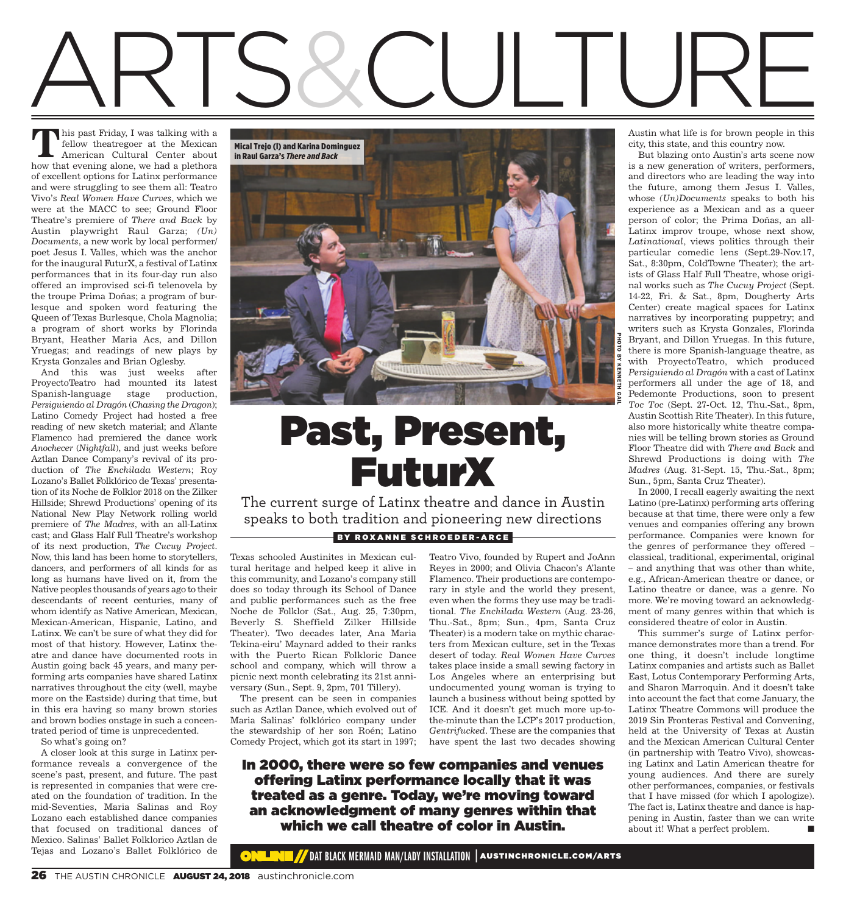# ARTS&CULTURE

# Past, Present, FuturX

## The current surge of Latinx theatre and dance in Austin speaks to both tradition and pioneering new directions

**BY ROXANNE SCHROEDER-ARCE**

This past Friday, I was talking with a fellow theatregoer at the Mexican American Cultural Center about how that evening alone, we had a plethora of excellent options for Latinx performance and were struggling to see them all: Teatro Vivo's *Real Women Have Curves*, which we were at the MACC to see; Ground Floor Theatre's premiere of *There and Back* by Austin playwright Raul Garza; *(Un) Documents*, a new work by local performer/poet Jesus I. Valles, which was the anchor for the inaugural FuturX, a festival of Latinx performances that in its four-day run also offered an improvised sci-fi telenovela by the troupe Prima Doñas; a program of burlesque and spoken word featuring the Queen of Texas Burlesque, Chola Magnolia; a program of short works by Florinda Bryant, Heather Maria Acs, and Dillon Yruegas; and readings of new plays by Krysta Gonzales and Brian Oglesby.

And this was just weeks after ProyectoTeatro had mounted its latest Spanish-language stage production, *Persiguiendo al Dragón* (*Chasing the Dragon*); Latino Comedy Project had hosted a free reading of new sketch material; and A'lante Flamenco had premiered the dance work *Anochecer* (*Nightfall*), and just weeks before Aztlan Dance Company's revival of its production of *The Enchilada Western*; Roy Lozano's Ballet Folklórico de Texas' presentation of its Noche de Folklor 2018 on the Zilker Hillside; Shrewd Productions' opening of its National New Play Network rolling world premiere of *The Madres*, with an all-Latinx cast; and Glass Half Full Theatre's workshop of its next production, *The Cucuy Project*. Now, this land has been home to storytellers, dancers, and performers of all kinds for as long as humans have lived on it, from the Native peoples thousands of years ago to their descendants of recent centuries, many of whom identify as Native American, Mexican, Mexican-American, Hispanic, Latino, and Latinx. We can't be sure of what they did for most of that history. However, Latinx theatre and dance have documented roots in Austin going back 45 years, and many performing arts companies have shared Latinx narratives throughout the city (well, maybe more on the Eastside) during that time, but in this era having so many brown stories and brown bodies onstage in such a concentrated period of time is unprecedented.

So what's going on?

A closer look at this surge in Latinx performance reveals a convergence of the scene's past, present, and future. The past is represented in companies that were created on the foundation of tradition. In the mid-Seventies, Maria Salinas and Roy Lozano each established dance companies that focused on traditional dances of Mexico. Salinas' Ballet Folklorico Aztlan de Tejas and Lozano's Ballet Folklórico de Texas schooled Austinites in Mexican cultural heritage and helped keep it alive in this community, and Lozano's company still does so today through its School of Dance and public performances such as the free Noche de Folklor (Sat., Aug. 25, 7:30pm, Beverly S. Sheffield Zilker Hillside Theater). Two decades later, Ana Maria Tekina-eiru' Maynard added to their ranks with the Puerto Rican Folkloric Dance school and company, which will throw a picnic next month celebrating its 21st anniversary (Sun., Sept. 9, 2pm, 701 Tillery).

The present can be seen in companies such as Aztlan Dance, which evolved out of Maria Salinas' folklórico company under the stewardship of her son Roén; Latino Comedy Project, which got its start in 1997; Teatro Vivo, founded by Rupert and JoAnn Reyes in 2000; and Olivia Chacon's A'lante Flamenco. Their productions are contemporary in style and the world they present, even when the forms they use may be traditional. *The Enchilada Western* (Aug. 23-26, Thu.-Sat., 8pm; Sun., 4pm, Santa Cruz Theater) is a modern take on mythic characters from Mexican culture, set in the Texas desert of today. *Real Women Have Curves* takes place inside a small sewing factory in Los Angeles where an enterprising but undocumented young woman is trying to launch a business without being spotted by ICE. And it doesn't get much more up-to-the-minute than the LCP's 2017 production, *Gentrifucked*. These are the companies that have spent the last two decades showing Austin what life is for brown people in this city, this state, and this country now.

But blazing onto Austin's arts scene now is a new generation of writers, performers, and directors who are leading the way into the future, among them Jesus I. Valles, whose *(Un)Documents* speaks to both his experience as a Mexican and as a queer person of color; the Prima Doñas, an all-Latinx improv troupe, whose next show, *Latinational*, views politics through their particular comedic lens (Sept.29-Nov.17, Sat., 8:30pm, ColdTowne Theater); the artists of Glass Half Full Theatre, whose original works such as *The Cucuy Project* (Sept. 14-22, Fri. & Sat., 8pm, Dougherty Arts Center) create magical spaces for Latinx narratives by incorporating puppetry; and writers such as Krysta Gonzales, Florinda Bryant, and Dillon Yruegas. In this future, there is more Spanish-language theatre, as with ProyectoTeatro, which produced *Persiguiendo al Dragón* with a cast of Latinx performers all under the age of 18, and Pedemonte Productions, soon to present *Toc Toc* (Sept. 27-Oct. 12, Thu.-Sat., 8pm, Austin Scottish Rite Theater). In this future, also more historically white theatre companies will be telling brown stories as Ground Floor Theatre did with *There and Back* and Shrewd Productions is doing with *The Madres* (Aug. 31-Sept. 15, Thu.-Sat., 8pm; Sun., 5pm, Santa Cruz Theater).

In 2000, I recall eagerly awaiting the next Latino (pre-Latinx) performing arts offering because at that time, there were only a few venues and companies offering any brown performance. Companies were known for the genres of performance they offered – classical, traditional, experimental, original – and anything that was other than white, e.g., African-American theatre or dance, or Latino theatre or dance, was a genre. No more. We're moving toward an acknowledgment of many genres within that which is considered theatre of color in Austin.

This summer's surge of Latinx performance demonstrates more than a trend. For one thing, it doesn't include longtime Latinx companies and artists such as Ballet East, Lotus Contemporary Performing Arts, and Sharon Marroquin. And it doesn't take into account the fact that come January, the Latinx Theatre Commons will produce the 2019 Sin Fronteras Festival and Convening, held at the University of Texas at Austin and the Mexican American Cultural Center (in partnership with Teatro Vivo), showcasing Latinx and Latin American theatre for young audiences. And there are surely other performances, companies, or festivals that I have missed (for which I apologize). The fact is, Latinx theatre and dance is happening in Austin, faster than we can write about it! What a perfect problem. ■

**In 2000, there were so few companies and venues offering Latinx performance locally that it was treated as a genre. Today, we're moving toward an acknowledgment of many genres within that which we call theatre of color in Austin.**

**Mical Trejo (l) and Karina Dominguez in Raul Garza's *There and Back***

PHOTO BY KENNETH GALL

**ONLINE // DAT BLACK MERMAID MAN/LADY INSTALLATION | AUSTINCHRONICLE.COM/ARTS**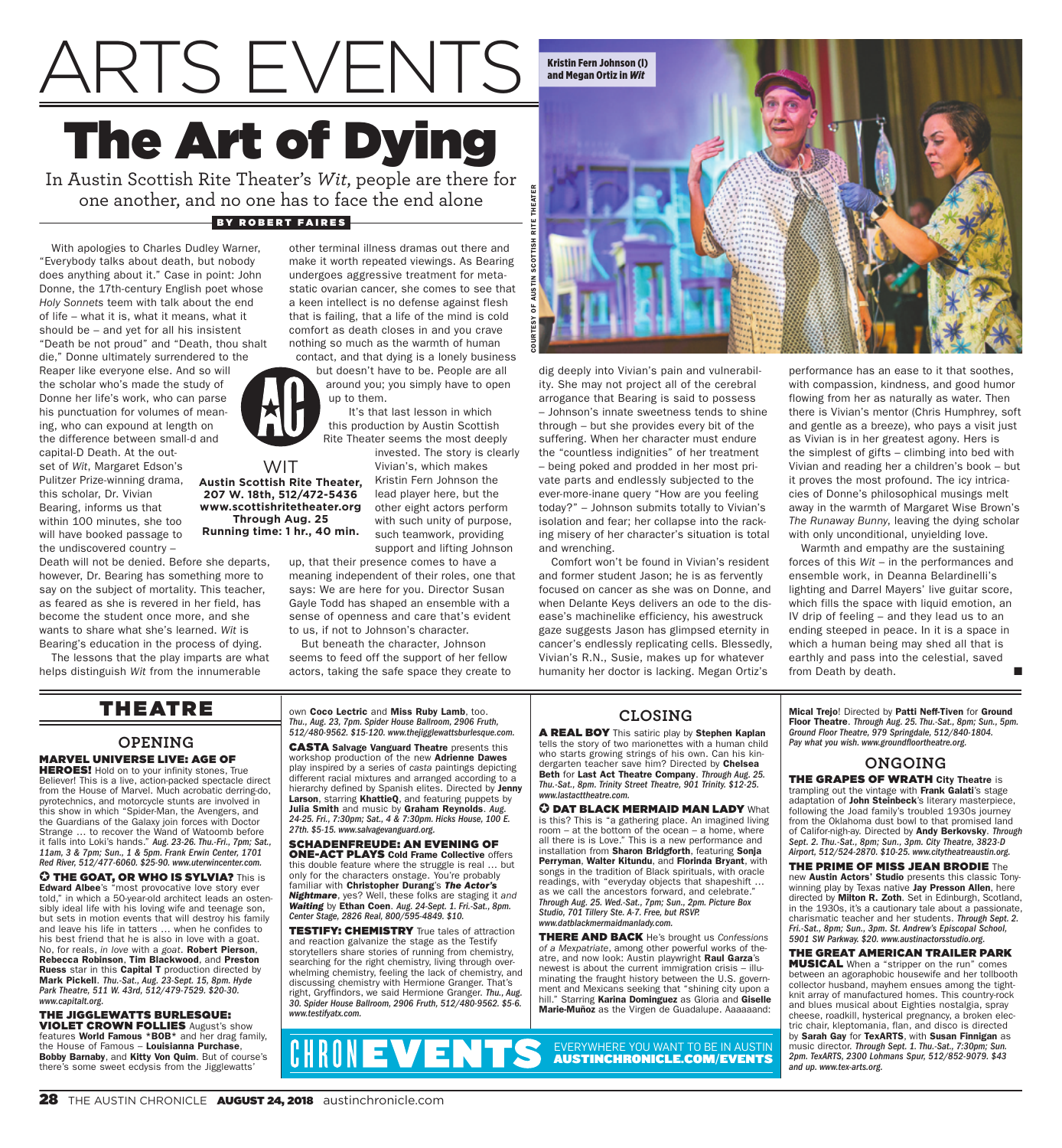# ARTS EVENTS

# The Art of Dying

In Austin Scottish Rite Theater's *Wit*, people are there for one another, and no one has to face the end alone

**BY ROBERT FAIRES**

With apologies to Charles Dudley Warner, "Everybody talks about death, but nobody does anything about it." Case in point: John Donne, the 17th-century English poet whose *Holy Sonnets* teem with talk about the end of life – what it is, what it means, what it should be – and yet for all his insistent "Death be not proud" and "Death, thou shalt die," Donne ultimately surrendered to the Reaper like everyone else. And so will the scholar who's made the study of Donne her life's work, who can parse his punctuation for volumes of meaning, who can expound at length on the difference between small-d and capital-D Death. At the outset of *Wit*, Margaret Edson's Pulitzer Prize-winning drama, this scholar, Dr. Vivian Bearing, informs us that within 100 minutes, she too will have booked passage to the undiscovered country – Death will not be denied. Before she departs, however, Dr. Bearing has something more to say on the subject of mortality. This teacher, as feared as she is revered in her field, has become the student once more, and she wants to share what she's learned. *Wit* is Bearing's education in the process of dying.

The lessons that the play imparts are what helps distinguish *Wit* from the innumerable other terminal illness dramas out there and make it worth repeated viewings. As Bearing undergoes aggressive treatment for metastatic ovarian cancer, she comes to see that a keen intellect is no defense against flesh that is failing, that a life of the mind is cold comfort as death closes in and you crave nothing so much as the warmth of human contact, and that dying is a lonely business but doesn't have to be. People are all around you; you simply have to open up to them.

WIT
**Austin Scottish Rite Theater, 207 W. 18th, 512/472-5436**
**www.scottishritetheater.org**
**Through Aug. 25**
**Running time: 1 hr., 40 min.**

It's that last lesson in which this production by Austin Scottish Rite Theater seems the most deeply invested. The story is clearly Vivian's, which makes Kristin Fern Johnson the lead player here, but the other eight actors perform with such unity of purpose, such teamwork, providing support and lifting Johnson up, that their presence comes to have a meaning independent of their roles, one that says: We are here for you. Director Susan Gayle Todd has shaped an ensemble with a sense of openness and care that's evident to us, if not to Johnson's character.

But beneath the character, Johnson seems to feed off the support of her fellow actors, taking the safe space they create to dig deeply into Vivian's pain and vulnerability. She may not project all of the cerebral arrogance that Bearing is said to possess – Johnson's innate sweetness tends to shine through – but she provides every bit of the suffering. When her character must endure the "countless indignities" of her treatment – being poked and prodded in her most private parts and endlessly subjected to the ever-more-inane query "How are you feeling today?" – Johnson submits totally to Vivian's isolation and fear; her collapse into the racking misery of her character's situation is total and wrenching.

Kristin Fern Johnson (l) and Megan Ortiz in *Wit*

COURTESY OF AUSTIN SCOTTISH RITE THEATER

Comfort won't be found in Vivian's resident and former student Jason; he is as fervently focused on cancer as she was on Donne, and when Delante Keys delivers an ode to the disease's machinelike efficiency, his awestruck gaze suggests Jason has glimpsed eternity in cancer's endlessly replicating cells. Blessedly, Vivian's R.N., Susie, makes up for whatever humanity her doctor is lacking. Megan Ortiz's performance has an ease to it that soothes, with compassion, kindness, and good humor flowing from her as naturally as water. Then there is Vivian's mentor (Chris Humphrey, soft and gentle as a breeze), who pays a visit just as Vivian is in her greatest agony. Hers is the simplest of gifts – climbing into bed with Vivian and reading her a children's book – but it proves the most profound. The icy intricacies of Donne's philosophical musings melt away in the warmth of Margaret Wise Brown's *The Runaway Bunny*, leaving the dying scholar with only unconditional, unyielding love.

Warmth and empathy are the sustaining forces of this *Wit* – in the performances and ensemble work, in Deanna Belardinelli's lighting and Darrel Mayers' live guitar score, which fills the space with liquid emotion, an IV drip of feeling – and they lead us to an ending steeped in peace. In it is a space in which a human being may shed all that is earthly and pass into the celestial, saved from Death by death. ■

## THEATRE

### OPENING

**MARVEL UNIVERSE LIVE: AGE OF HEROES!** Hold on to your infinity stones, True Believer! This is a live, action-packed spectacle direct from the House of Marvel. Much acrobatic derring-do, pyrotechnics, and motorcycle stunts are involved in this show in which "Spider-Man, the Avengers, and the Guardians of the Galaxy join forces with Doctor Strange … to recover the Wand of Watoomb before it falls into Loki's hands." *Aug. 23-26. Thu.-Fri., 7pm; Sat., 11am, 3 & 7pm; Sun., 1 & 5pm. Frank Erwin Center, 1701 Red River, 512/477-6060. $25-90. www.uterwincenter.com.*

✪ **THE GOAT, OR WHO IS SYLVIA?** This is **Edward Albee**'s "most provocative love story ever told," in which a 50-year-old architect leads an ostensibly ideal life with his loving wife and teenage son, but sets in motion events that will destroy his family and leave his life in tatters … when he confides to his best friend that he is also in love with a goat. No, for reals, *in love* with a *goat*. **Robert Pierson**, **Rebecca Robinson**, **Tim Blackwood**, and **Preston Ruess** star in this **Capital T** production directed by **Mark Pickell**. *Thu.-Sat., Aug. 23-Sept. 15, 8pm. Hyde Park Theatre, 511 W. 43rd, 512/479-7529. $20-30. www.capitalt.org.*

**THE JIGGLEWATTS BURLESQUE: VIOLET CROWN FOLLIES** August's show features **World Famous *BOB*** and her drag family, the House of Famous – **Louisianna Purchase**, **Bobby Barnaby**, and **Kitty Von Quim**. But of course's there's some sweet ecdysis from the Jigglewatts' own **Coco Lectric** and **Miss Ruby Lamb**, too. *Thu., Aug. 23, 7pm. Spider House Ballroom, 2906 Fruth, 512/480-9562. $15-120. www.thejigglewattsburlesque.com.*

**CASTA** **Salvage Vanguard Theatre** presents this workshop production of the new **Adrienne Dawes** play inspired by a series of *casta* paintings depicting different racial mixtures and arranged according to a hierarchy defined by Spanish elites. Directed by **Jenny Larson**, starring **KhattieQ**, and featuring puppets by **Julia Smith** and music by **Graham Reynolds**. *Aug. 24-25. Fri., 7:30pm; Sat., 4 & 7:30pm. Hicks House, 100 E. 27th. $5-15. www.salvagevanguard.org.*

**SCHADENFREUDE: AN EVENING OF ONE-ACT PLAYS** **Cold Frame Collective** offers this double feature where the struggle is real … but only for the characters onstage. You're probably familiar with **Christopher Durang**'s ***The Actor's Nightmare***, yes? Well, these folks are staging it *and* ***Waiting*** by **Ethan Coen**. *Aug. 24-Sept. 1. Fri.-Sat., 8pm. Center Stage, 2826 Real, 800/595-4849. $10.*

**TESTIFY: CHEMISTRY** True tales of attraction and reaction galvanize the stage as the Testify storytellers share stories of running from chemistry, searching for the right chemistry, living through overwhelming chemistry, feeling the lack of chemistry, and discussing chemistry with Hermione Granger. That's right, Gryffindors, we said Hermione Granger. *Thu., Aug. 30. Spider House Ballroom, 2906 Fruth, 512/480-9562. $5-6. www.testifyatx.com.*

### CLOSING

**A REAL BOY** This satiric play by **Stephen Kaplan** tells the story of two marionettes with a human child who starts growing strings of his own. Can his kindergarten teacher save him? Directed by **Chelsea Beth** for **Last Act Theatre Company**. *Through Aug. 25. Thu.-Sat., 8pm. Trinity Street Theatre, 901 Trinity. $12-25. www.lastacttheatre.com.*

✪ **DAT BLACK MERMAID MAN LADY** What is this? This is "a gathering place. An imagined living room – at the bottom of the ocean – a home, where all there is is Love." This is a new performance and installation from **Sharon Bridgforth**, featuring **Sonja Perryman**, **Walter Kitundu**, and **Florinda Bryant**, with songs in the tradition of Black spirituals, with oracle readings, with "everyday objects that shapeshift … as we call the ancestors forward, and celebrate." *Through Aug. 25. Wed.-Sat., 7pm; Sun., 2pm. Picture Box Studio, 701 Tillery Ste. A-7. Free, but RSVP. www.datblackmermaidmanlady.com.*

**THERE AND BACK** He's brought us *Confessions of a Mexpatriate*, among other powerful works of theatre, and now look: Austin playwright **Raul Garza**'s newest is about the current immigration crisis – illuminating the fraught history between the U.S. government and Mexicans seeking that "shining city upon a hill." Starring **Karina Dominguez** as Gloria and **Giselle Marie-Muñoz** as the Virgen de Guadalupe. Aaaaaand: **Mical Trejo**! Directed by **Patti Neff-Tiven** for **Ground Floor Theatre**. *Through Aug. 25. Thu.-Sat., 8pm; Sun., 5pm. Ground Floor Theatre, 979 Springdale, 512/840-1804. Pay what you wish. www.groundfloortheatre.org.*

### ONGOING

**THE GRAPES OF WRATH** **City Theatre** is trampling out the vintage with **Frank Galati**'s stage adaptation of **John Steinbeck**'s literary masterpiece, following the Joad family's troubled 1930s journey from the Oklahoma dust bowl to that promised land of Califor-nigh-ay. Directed by **Andy Berkovsky**. *Through Sept. 2. Thu.-Sat., 8pm; Sun., 3pm. City Theatre, 3823-D Airport, 512/524-2870. $10-25. www.citytheatreaustin.org.*

**THE PRIME OF MISS JEAN BRODIE** The new **Austin Actors' Studio** presents this classic Tony-winning play by Texas native **Jay Presson Allen**, here directed by **Milton R. Zoth**. Set in Edinburgh, Scotland, in the 1930s, it's a cautionary tale about a passionate, charismatic teacher and her students. *Through Sept. 2. Fri.-Sat., 8pm; Sun., 3pm. St. Andrew's Episcopal School, 5901 SW Parkway. $20. www.austinactorsstudio.org.*

**THE GREAT AMERICAN TRAILER PARK MUSICAL** When a "stripper on the run" comes between an agoraphobic housewife and her tollbooth collector husband, mayhem ensues among the tight-knit array of manufactured homes. This country-rock and blues musical about Eighties nostalgia, spray cheese, roadkill, hysterical pregnancy, a broken electric chair, kleptomania, flan, and disco is directed by **Sarah Gay** for **TexARTS**, with **Susan Finnigan** as music director. *Through Sept. 1. Thu.-Sat., 7:30pm; Sun. 2pm. TexARTS, 2300 Lohmans Spur, 512/852-9079. $43 and up. www.tex-arts.org.*

**CHRONEVENTS** EVERYWHERE YOU WANT TO BE IN AUSTIN **AUSTINCHRONICLE.COM/EVENTS**